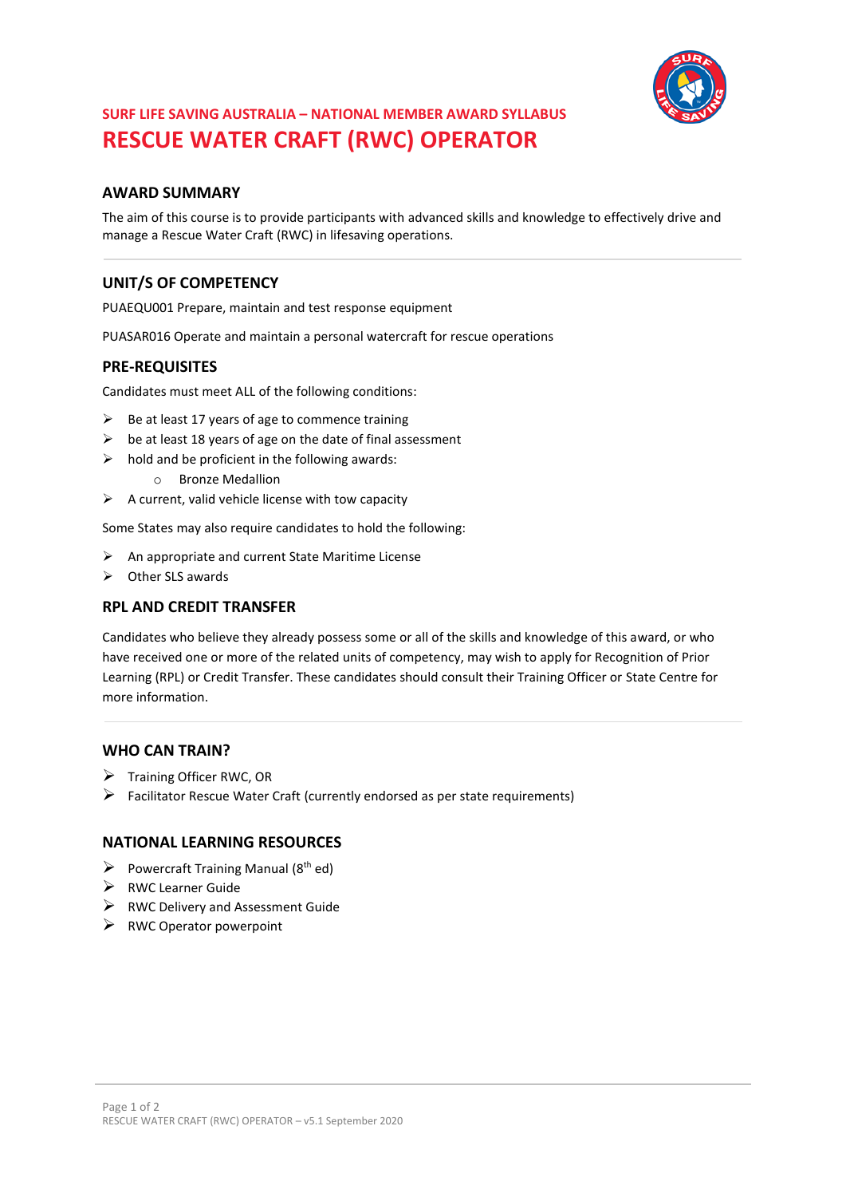SURF LIFE SAVING AUSTRALIA – NATIONAL MEMBER AWARD SYLLABUS

# RESCUE WATER CRAFT (RWC) OPERATOR

## AWARD SUMMARY

The aim of this course is to provide participants with advanced skills and knowledge to effectively drive and manage a Rescue Water Craft (RWC) in lifesaving operations.

## UNIT/S OF COMPETENCY

PUAEQU001 Prepare, maintain and test response equipment

PUASAR016 Operate and maintain a personal watercraft for rescue operations

## PRE-REQUISITES

Candidates must meet ALL of the following conditions:

- Be at least 17 years of age to commence training
- be at least 18 years of age on the date of final assessment
- hold and be proficient in the following awards:
  - Bronze Medallion
- A current, valid vehicle license with tow capacity

Some States may also require candidates to hold the following:

- An appropriate and current State Maritime License
- Other SLS awards

## RPL AND CREDIT TRANSFER

Candidates who believe they already possess some or all of the skills and knowledge of this award, or who have received one or more of the related units of competency, may wish to apply for Recognition of Prior Learning (RPL) or Credit Transfer. These candidates should consult their Training Officer or State Centre for more information.

## WHO CAN TRAIN?

- Training Officer RWC, OR
- Facilitator Rescue Water Craft (currently endorsed as per state requirements)

## NATIONAL LEARNING RESOURCES

- Powercraft Training Manual (8th ed)
- RWC Learner Guide
- RWC Delivery and Assessment Guide
- RWC Operator powerpoint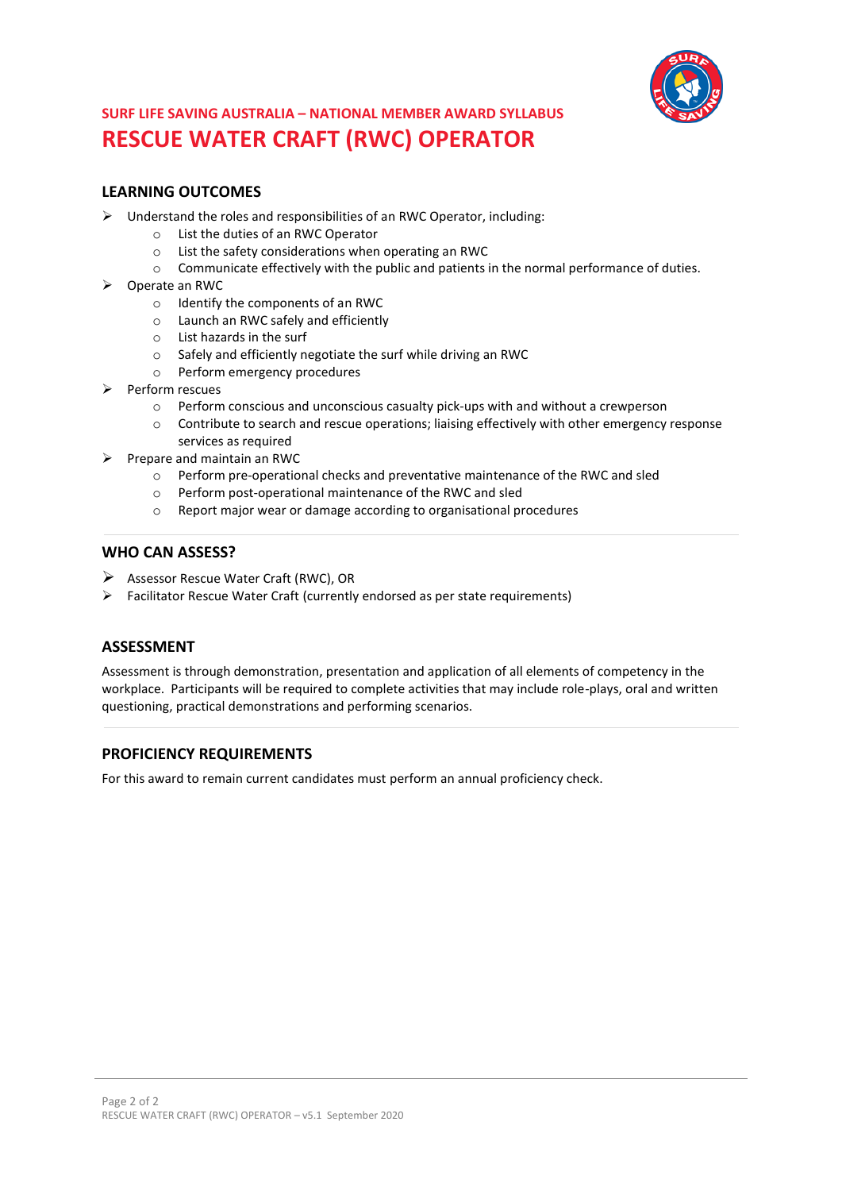SURF LIFE SAVING AUSTRALIA – NATIONAL MEMBER AWARD SYLLABUS

# RESCUE WATER CRAFT (RWC) OPERATOR

## LEARNING OUTCOMES

- Understand the roles and responsibilities of an RWC Operator, including:
  - List the duties of an RWC Operator
  - List the safety considerations when operating an RWC
  - Communicate effectively with the public and patients in the normal performance of duties.
- Operate an RWC
  - Identify the components of an RWC
  - Launch an RWC safely and efficiently
  - List hazards in the surf
  - Safely and efficiently negotiate the surf while driving an RWC
  - Perform emergency procedures
- Perform rescues
  - Perform conscious and unconscious casualty pick-ups with and without a crewperson
  - Contribute to search and rescue operations; liaising effectively with other emergency response services as required
- Prepare and maintain an RWC
  - Perform pre-operational checks and preventative maintenance of the RWC and sled
  - Perform post-operational maintenance of the RWC and sled
  - Report major wear or damage according to organisational procedures

## WHO CAN ASSESS?

- Assessor Rescue Water Craft (RWC), OR
- Facilitator Rescue Water Craft (currently endorsed as per state requirements)

## ASSESSMENT

Assessment is through demonstration, presentation and application of all elements of competency in the workplace. Participants will be required to complete activities that may include role-plays, oral and written questioning, practical demonstrations and performing scenarios.

## PROFICIENCY REQUIREMENTS

For this award to remain current candidates must perform an annual proficiency check.